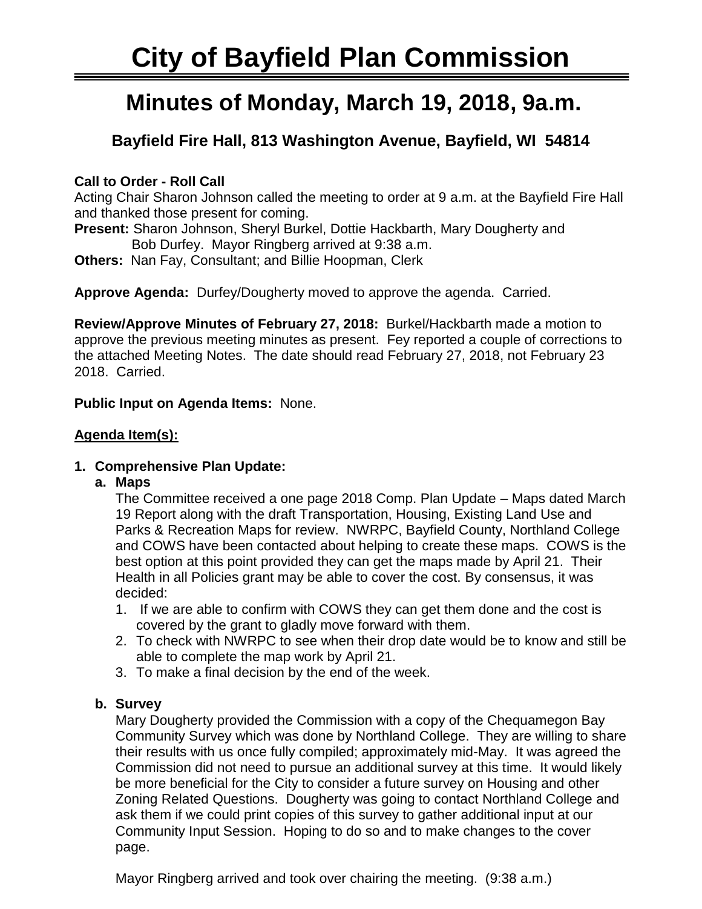# City of Bayfield Plan Commission

## Minutes of Monday, March 19, 2018, 9a.m.

### Bayfield Fire Hall, 813 Washington Avenue, Bayfield, WI 54814

**Call to Order - Roll Call**
Acting Chair Sharon Johnson called the meeting to order at 9 a.m. at the Bayfield Fire Hall and thanked those present for coming.
**Present:** Sharon Johnson, Sheryl Burkel, Dottie Hackbarth, Mary Dougherty and Bob Durfey. Mayor Ringberg arrived at 9:38 a.m.
**Others:** Nan Fay, Consultant; and Billie Hoopman, Clerk

**Approve Agenda:** Durfey/Dougherty moved to approve the agenda. Carried.

**Review/Approve Minutes of February 27, 2018:** Burkel/Hackbarth made a motion to approve the previous meeting minutes as present. Fey reported a couple of corrections to the attached Meeting Notes. The date should read February 27, 2018, not February 23 2018. Carried.

**Public Input on Agenda Items:** None.

**Agenda Item(s):**

1. **Comprehensive Plan Update:**
   a. **Maps**
   The Committee received a one page 2018 Comp. Plan Update – Maps dated March 19 Report along with the draft Transportation, Housing, Existing Land Use and Parks & Recreation Maps for review. NWRPC, Bayfield County, Northland College and COWS have been contacted about helping to create these maps. COWS is the best option at this point provided they can get the maps made by April 21. Their Health in all Policies grant may be able to cover the cost. By consensus, it was decided:
      1. If we are able to confirm with COWS they can get them done and the cost is covered by the grant to gladly move forward with them.
      2. To check with NWRPC to see when their drop date would be to know and still be able to complete the map work by April 21.
      3. To make a final decision by the end of the week.

   b. **Survey**
   Mary Dougherty provided the Commission with a copy of the Chequamegon Bay Community Survey which was done by Northland College. They are willing to share their results with us once fully compiled; approximately mid-May. It was agreed the Commission did not need to pursue an additional survey at this time. It would likely be more beneficial for the City to consider a future survey on Housing and other Zoning Related Questions. Dougherty was going to contact Northland College and ask them if we could print copies of this survey to gather additional input at our Community Input Session. Hoping to do so and to make changes to the cover page.

   Mayor Ringberg arrived and took over chairing the meeting. (9:38 a.m.)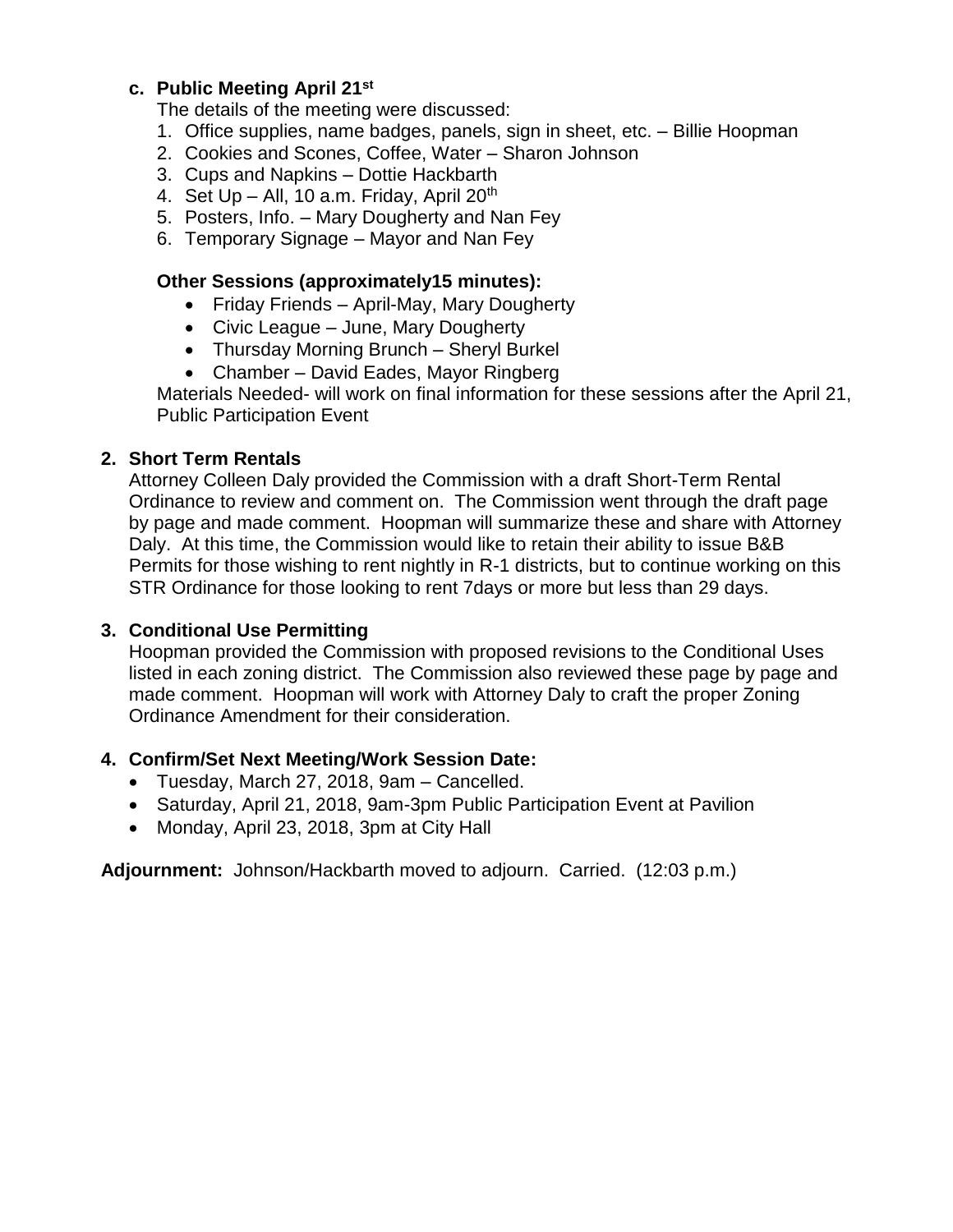**c. Public Meeting April 21st**

The details of the meeting were discussed:

1. Office supplies, name badges, panels, sign in sheet, etc. – Billie Hoopman
2. Cookies and Scones, Coffee, Water – Sharon Johnson
3. Cups and Napkins – Dottie Hackbarth
4. Set Up – All, 10 a.m. Friday, April 20th
5. Posters, Info. – Mary Dougherty and Nan Fey
6. Temporary Signage – Mayor and Nan Fey

**Other Sessions (approximately15 minutes):**

- Friday Friends – April-May, Mary Dougherty
- Civic League – June, Mary Dougherty
- Thursday Morning Brunch – Sheryl Burkel
- Chamber – David Eades, Mayor Ringberg

Materials Needed- will work on final information for these sessions after the April 21, Public Participation Event

**2. Short Term Rentals**

Attorney Colleen Daly provided the Commission with a draft Short-Term Rental Ordinance to review and comment on. The Commission went through the draft page by page and made comment. Hoopman will summarize these and share with Attorney Daly. At this time, the Commission would like to retain their ability to issue B&B Permits for those wishing to rent nightly in R-1 districts, but to continue working on this STR Ordinance for those looking to rent 7days or more but less than 29 days.

**3. Conditional Use Permitting**

Hoopman provided the Commission with proposed revisions to the Conditional Uses listed in each zoning district. The Commission also reviewed these page by page and made comment. Hoopman will work with Attorney Daly to craft the proper Zoning Ordinance Amendment for their consideration.

**4. Confirm/Set Next Meeting/Work Session Date:**

- Tuesday, March 27, 2018, 9am – Cancelled.
- Saturday, April 21, 2018, 9am-3pm Public Participation Event at Pavilion
- Monday, April 23, 2018, 3pm at City Hall

**Adjournment:** Johnson/Hackbarth moved to adjourn. Carried. (12:03 p.m.)